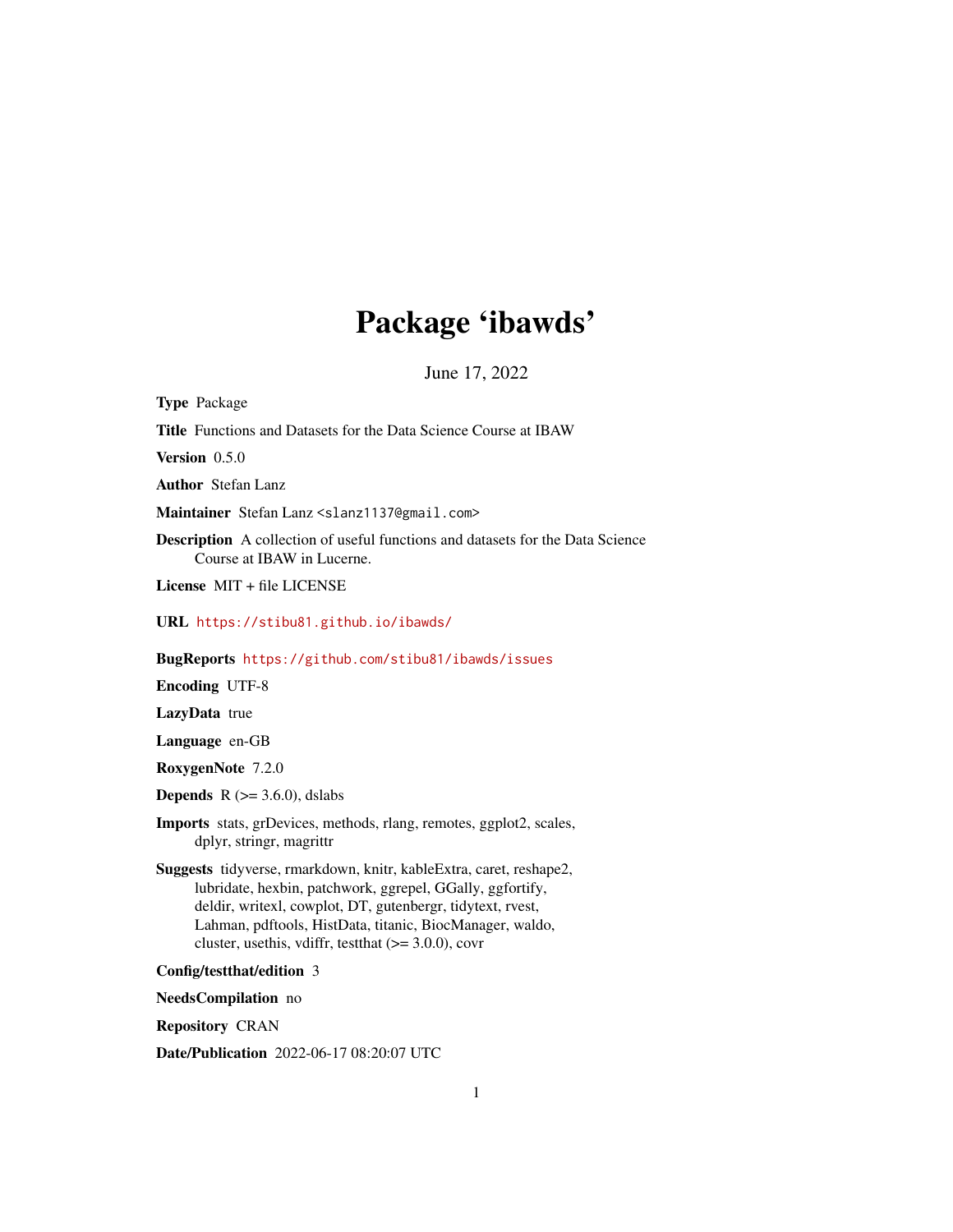# Package 'ibawds'

June 17, 2022

**Type** Package

**Title** Functions and Datasets for the Data Science Course at IBAW

**Version** 0.5.0

**Author** Stefan Lanz

**Maintainer** Stefan Lanz <slanz1137@gmail.com>

**Description** A collection of useful functions and datasets for the Data Science Course at IBAW in Lucerne.

**License** MIT + file LICENSE

**URL** https://stibu81.github.io/ibawds/

**BugReports** https://github.com/stibu81/ibawds/issues

**Encoding** UTF-8

**LazyData** true

**Language** en-GB

**RoxygenNote** 7.2.0

**Depends** R (>= 3.6.0), dslabs

**Imports** stats, grDevices, methods, rlang, remotes, ggplot2, scales, dplyr, stringr, magrittr

**Suggests** tidyverse, rmarkdown, knitr, kableExtra, caret, reshape2, lubridate, hexbin, patchwork, ggrepel, GGally, ggfortify, deldir, writexl, cowplot, DT, gutenbergr, tidytext, rvest, Lahman, pdftools, HistData, titanic, BiocManager, waldo, cluster, usethis, vdiffr, testthat (>= 3.0.0), covr

**Config/testthat/edition** 3

**NeedsCompilation** no

**Repository** CRAN

**Date/Publication** 2022-06-17 08:20:07 UTC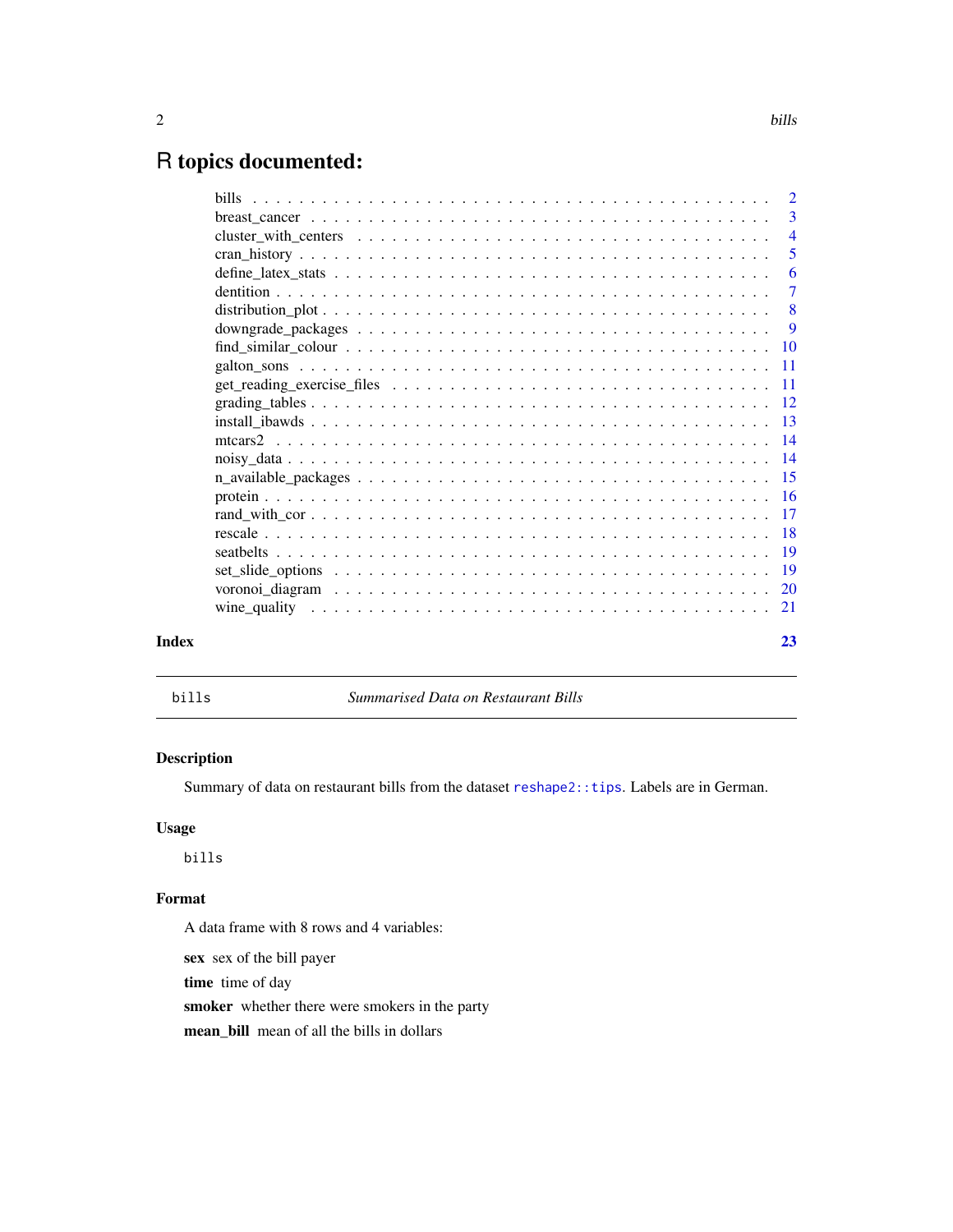# R topics documented:

| | |
|---|---|
| bills | 2 |
| breast_cancer | 3 |
| cluster_with_centers | 4 |
| cran_history | 5 |
| define_latex_stats | 6 |
| dentition | 7 |
| distribution_plot | 8 |
| downgrade_packages | 9 |
| find_similar_colour | 10 |
| galton_sons | 11 |
| get_reading_exercise_files | 11 |
| grading_tables | 12 |
| install_ibawds | 13 |
| mtcars2 | 14 |
| noisy_data | 14 |
| n_available_packages | 15 |
| protein | 16 |
| rand_with_cor | 17 |
| rescale | 18 |
| seatbelts | 19 |
| set_slide_options | 19 |
| voronoi_diagram | 20 |
| wine_quality | 21 |

**Index** **23**

---

`bills` *Summarised Data on Restaurant Bills*

---

## Description

Summary of data on restaurant bills from the dataset `reshape2::tips`. Labels are in German.

## Usage

```
bills
```

## Format

A data frame with 8 rows and 4 variables:

**sex** sex of the bill payer

**time** time of day

**smoker** whether there were smokers in the party

**mean_bill** mean of all the bills in dollars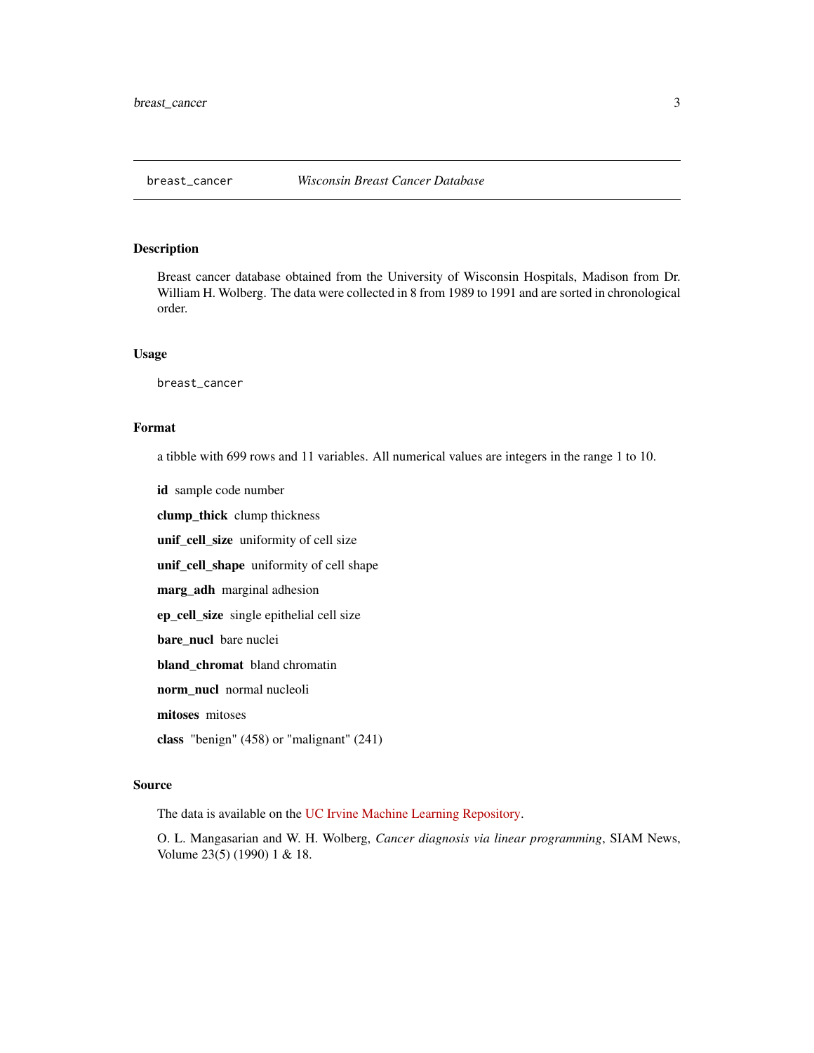`breast_cancer` *Wisconsin Breast Cancer Database*

## Description

Breast cancer database obtained from the University of Wisconsin Hospitals, Madison from Dr. William H. Wolberg. The data were collected in 8 from 1989 to 1991 and are sorted in chronological order.

## Usage

```
breast_cancer
```

## Format

a tibble with 699 rows and 11 variables. All numerical values are integers in the range 1 to 10.

- **id** sample code number
- **clump_thick** clump thickness
- **unif_cell_size** uniformity of cell size
- **unif_cell_shape** uniformity of cell shape
- **marg_adh** marginal adhesion
- **ep_cell_size** single epithelial cell size
- **bare_nucl** bare nuclei
- **bland_chromat** bland chromatin
- **norm_nucl** normal nucleoli
- **mitoses** mitoses
- **class** "benign" (458) or "malignant" (241)

## Source

The data is available on the UC Irvine Machine Learning Repository.

O. L. Mangasarian and W. H. Wolberg, *Cancer diagnosis via linear programming*, SIAM News, Volume 23(5) (1990) 1 & 18.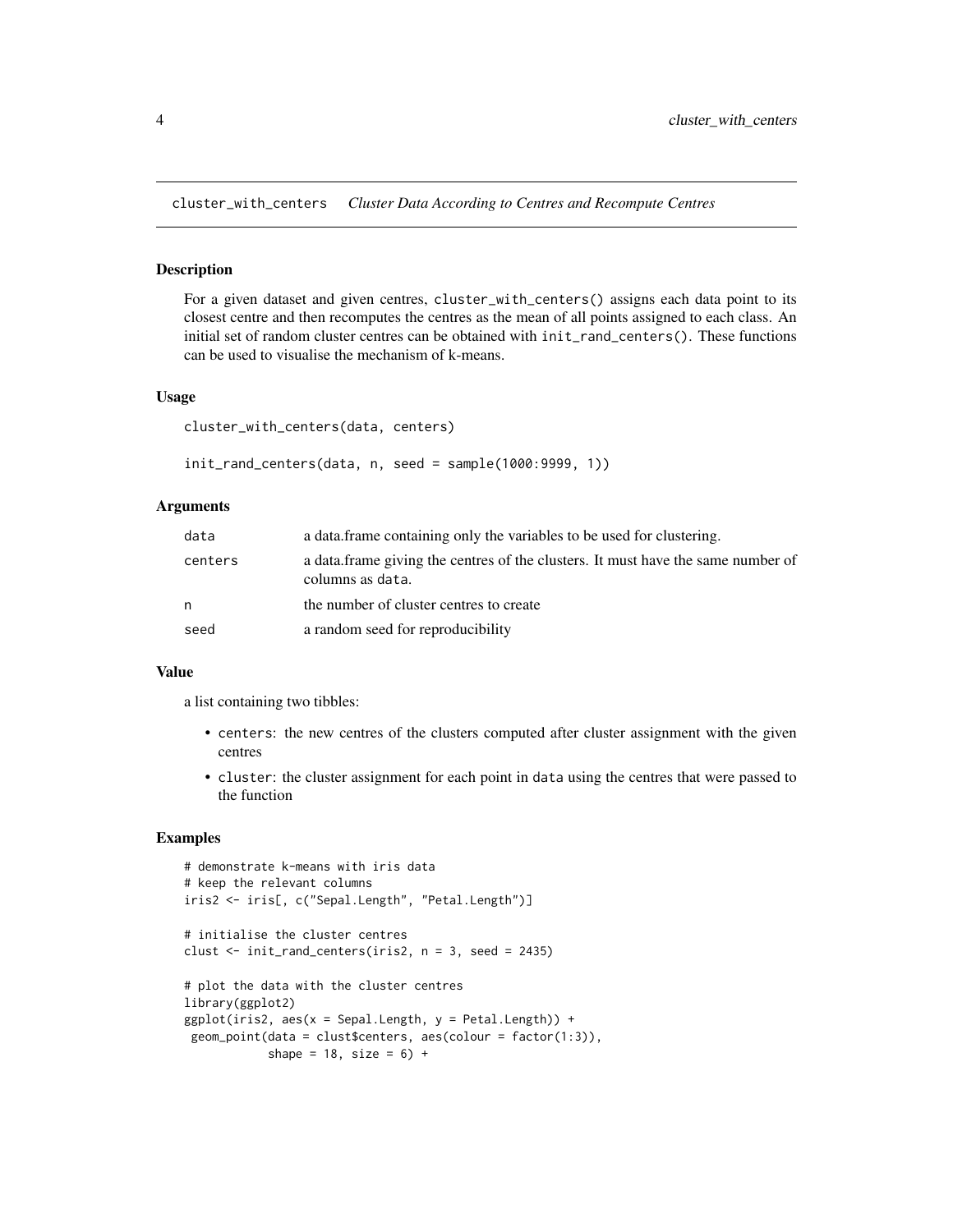cluster_with_centers    *Cluster Data According to Centres and Recompute Centres*

### Description

For a given dataset and given centres, `cluster_with_centers()` assigns each data point to its closest centre and then recomputes the centres as the mean of all points assigned to each class. An initial set of random cluster centres can be obtained with `init_rand_centers()`. These functions can be used to visualise the mechanism of k-means.

### Usage

```
cluster_with_centers(data, centers)

init_rand_centers(data, n, seed = sample(1000:9999, 1))
```

### Arguments

| | |
|---|---|
| `data` | a data.frame containing only the variables to be used for clustering. |
| `centers` | a data.frame giving the centres of the clusters. It must have the same number of columns as `data`. |
| `n` | the number of cluster centres to create |
| `seed` | a random seed for reproducibility |

### Value

a list containing two tibbles:

- `centers`: the new centres of the clusters computed after cluster assignment with the given centres
- `cluster`: the cluster assignment for each point in `data` using the centres that were passed to the function

### Examples

```
# demonstrate k-means with iris data
# keep the relevant columns
iris2 <- iris[, c("Sepal.Length", "Petal.Length")]

# initialise the cluster centres
clust <- init_rand_centers(iris2, n = 3, seed = 2435)

# plot the data with the cluster centres
library(ggplot2)
ggplot(iris2, aes(x = Sepal.Length, y = Petal.Length)) +
 geom_point(data = clust$centers, aes(colour = factor(1:3)),
            shape = 18, size = 6) +
```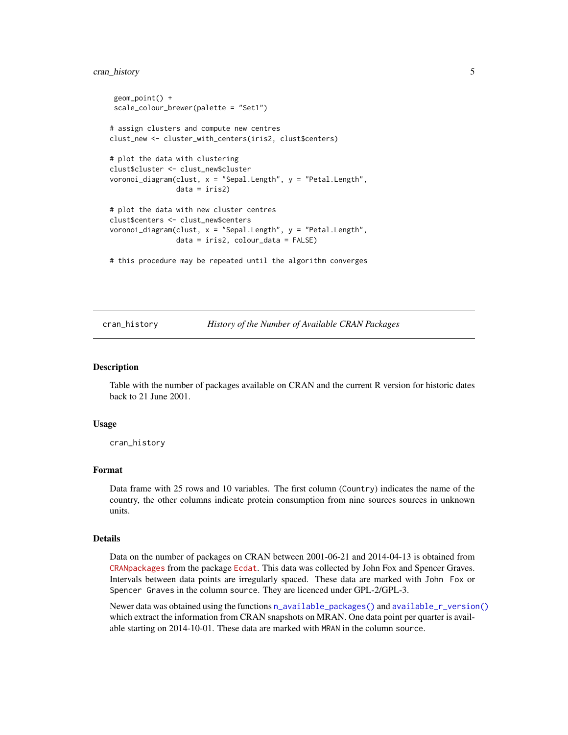```
  geom_point() +
  scale_colour_brewer(palette = "Set1")

# assign clusters and compute new centres
clust_new <- cluster_with_centers(iris2, clust$centers)

# plot the data with clustering
clust$cluster <- clust_new$cluster
voronoi_diagram(clust, x = "Sepal.Length", y = "Petal.Length",
                data = iris2)

# plot the data with new cluster centres
clust$centers <- clust_new$centers
voronoi_diagram(clust, x = "Sepal.Length", y = "Petal.Length",
                data = iris2, colour_data = FALSE)

# this procedure may be repeated until the algorithm converges
```

---

## cran_history — *History of the Number of Available CRAN Packages*

### Description

Table with the number of packages available on CRAN and the current R version for historic dates back to 21 June 2001.

### Usage

```
cran_history
```

### Format

Data frame with 25 rows and 10 variables. The first column (`Country`) indicates the name of the country, the other columns indicate protein consumption from nine sources sources in unknown units.

### Details

Data on the number of packages on CRAN between 2001-06-21 and 2014-04-13 is obtained from `CRANpackages` from the package `Ecdat`. This data was collected by John Fox and Spencer Graves. Intervals between data points are irregularly spaced. These data are marked with `John Fox` or `Spencer Graves` in the column `source`. They are licenced under GPL-2/GPL-3.

Newer data was obtained using the functions `n_available_packages()` and `available_r_version()` which extract the information from CRAN snapshots on MRAN. One data point per quarter is available starting on 2014-10-01. These data are marked with `MRAN` in the column `source`.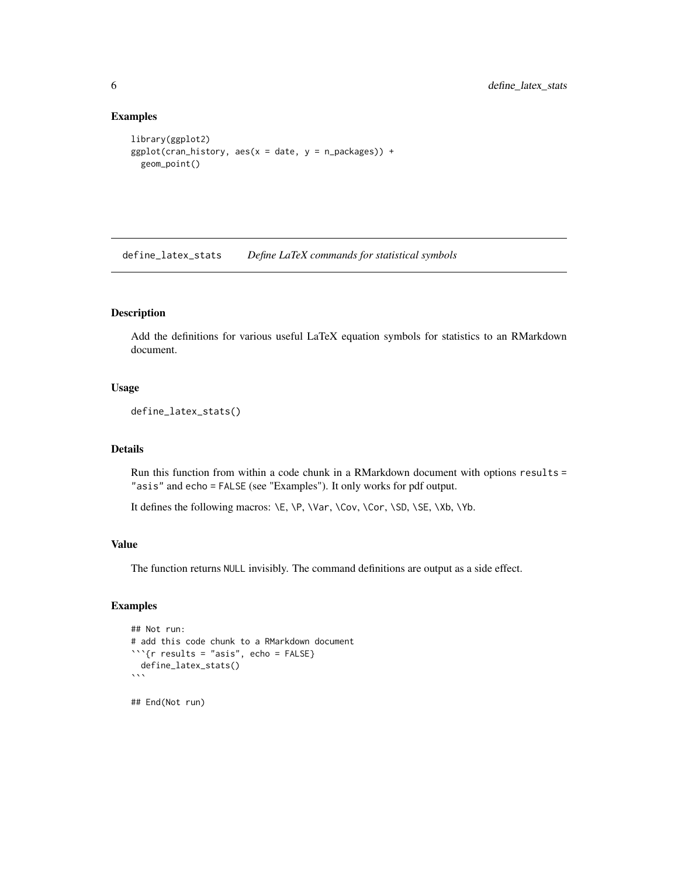## Examples

```
library(ggplot2)
ggplot(cran_history, aes(x = date, y = n_packages)) +
  geom_point()
```

---

# define_latex_stats *Define LaTeX commands for statistical symbols*

---

## Description

Add the definitions for various useful LaTeX equation symbols for statistics to an RMarkdown document.

## Usage

```
define_latex_stats()
```

## Details

Run this function from within a code chunk in a RMarkdown document with options `results = "asis"` and `echo = FALSE` (see "Examples"). It only works for pdf output.

It defines the following macros: `\E`, `\P`, `\Var`, `\Cov`, `\Cor`, `\SD`, `\SE`, `\Xb`, `\Yb`.

## Value

The function returns `NULL` invisibly. The command definitions are output as a side effect.

## Examples

````
## Not run:
# add this code chunk to a RMarkdown document
```{r results = "asis", echo = FALSE}
  define_latex_stats()
```

## End(Not run)
````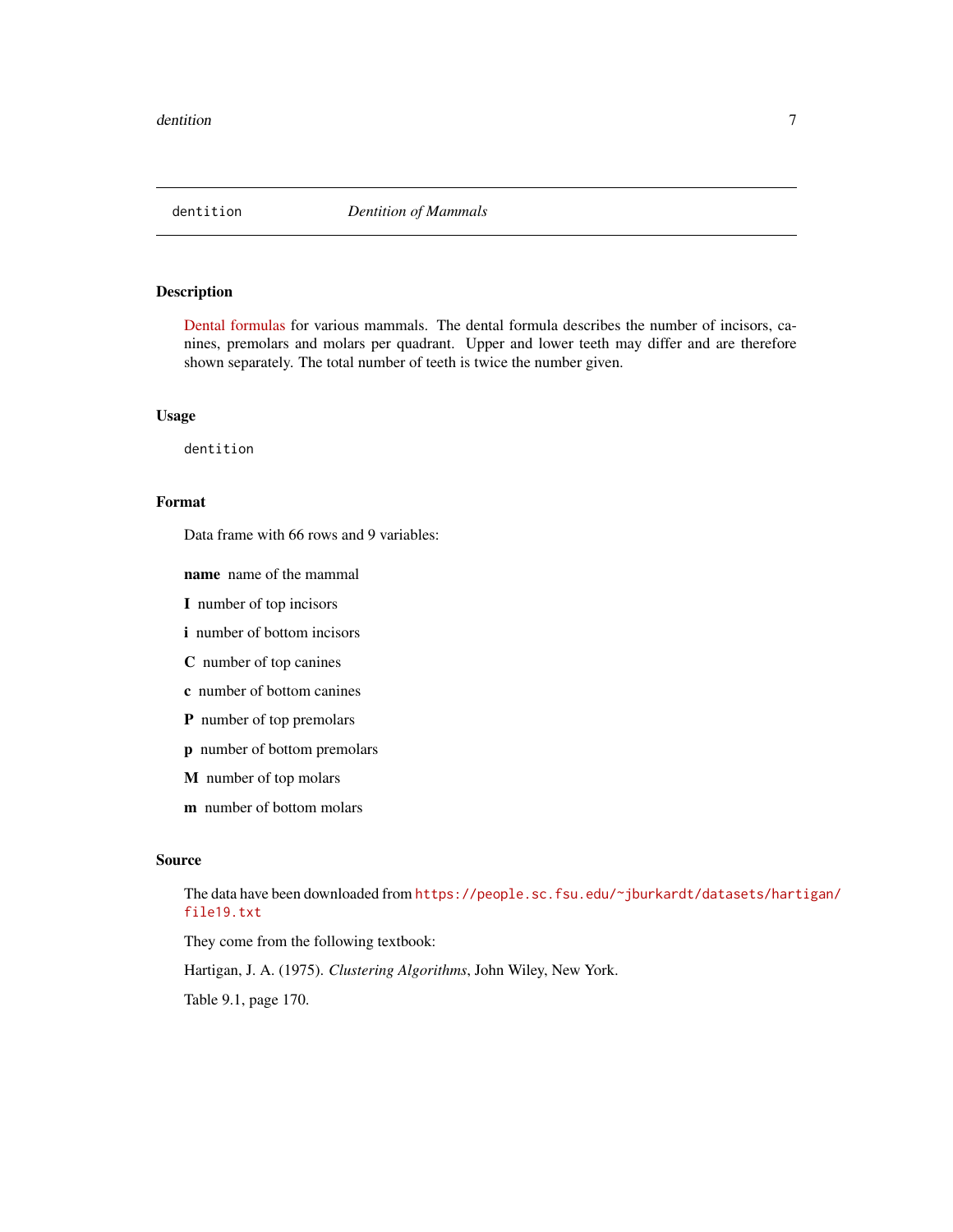## dentition — *Dentition of Mammals*

### Description

Dental formulas for various mammals. The dental formula describes the number of incisors, canines, premolars and molars per quadrant. Upper and lower teeth may differ and are therefore shown separately. The total number of teeth is twice the number given.

### Usage

```
dentition
```

### Format

Data frame with 66 rows and 9 variables:

- **name** name of the mammal
- **I** number of top incisors
- **i** number of bottom incisors
- **C** number of top canines
- **c** number of bottom canines
- **P** number of top premolars
- **p** number of bottom premolars
- **M** number of top molars
- **m** number of bottom molars

### Source

The data have been downloaded from https://people.sc.fsu.edu/~jburkardt/datasets/hartigan/file19.txt

They come from the following textbook:

Hartigan, J. A. (1975). *Clustering Algorithms*, John Wiley, New York.

Table 9.1, page 170.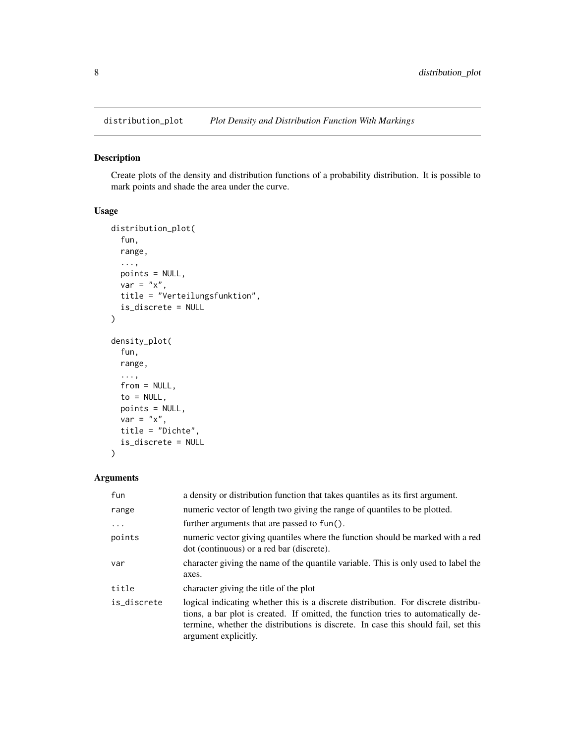# distribution_plot — *Plot Density and Distribution Function With Markings*

## Description

Create plots of the density and distribution functions of a probability distribution. It is possible to mark points and shade the area under the curve.

## Usage

```
distribution_plot(
  fun,
  range,
  ...,
  points = NULL,
  var = "x",
  title = "Verteilungsfunktion",
  is_discrete = NULL
)

density_plot(
  fun,
  range,
  ...,
  from = NULL,
  to = NULL,
  points = NULL,
  var = "x",
  title = "Dichte",
  is_discrete = NULL
)
```

## Arguments

| | |
|---|---|
| `fun` | a density or distribution function that takes quantiles as its first argument. |
| `range` | numeric vector of length two giving the range of quantiles to be plotted. |
| `...` | further arguments that are passed to `fun()`. |
| `points` | numeric vector giving quantiles where the function should be marked with a red dot (continuous) or a red bar (discrete). |
| `var` | character giving the name of the quantile variable. This is only used to label the axes. |
| `title` | character giving the title of the plot |
| `is_discrete` | logical indicating whether this is a discrete distribution. For discrete distributions, a bar plot is created. If omitted, the function tries to automatically determine, whether the distributions is discrete. In case this should fail, set this argument explicitly. |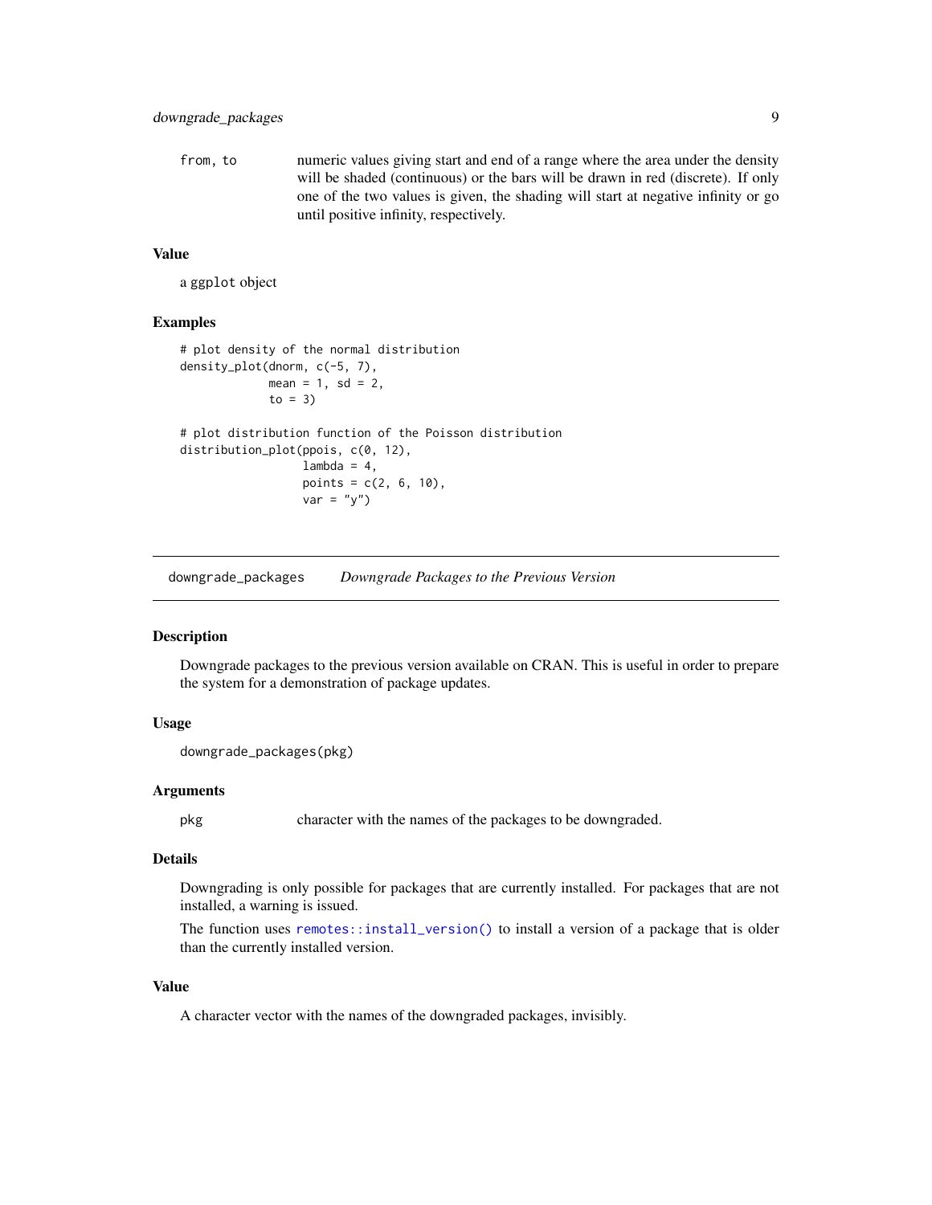from, to	numeric values giving start and end of a range where the area under the density will be shaded (continuous) or the bars will be drawn in red (discrete). If only one of the two values is given, the shading will start at negative infinity or go until positive infinity, respectively.

### Value

a ggplot object

### Examples

```
# plot density of the normal distribution
density_plot(dnorm, c(-5, 7),
             mean = 1, sd = 2,
             to = 3)

# plot distribution function of the Poisson distribution
distribution_plot(ppois, c(0, 12),
                  lambda = 4,
                  points = c(2, 6, 10),
                  var = "y")
```

---

## downgrade_packages	*Downgrade Packages to the Previous Version*

---

### Description

Downgrade packages to the previous version available on CRAN. This is useful in order to prepare the system for a demonstration of package updates.

### Usage

```
downgrade_packages(pkg)
```

### Arguments

pkg	character with the names of the packages to be downgraded.

### Details

Downgrading is only possible for packages that are currently installed. For packages that are not installed, a warning is issued.

The function uses `remotes::install_version()` to install a version of a package that is older than the currently installed version.

### Value

A character vector with the names of the downgraded packages, invisibly.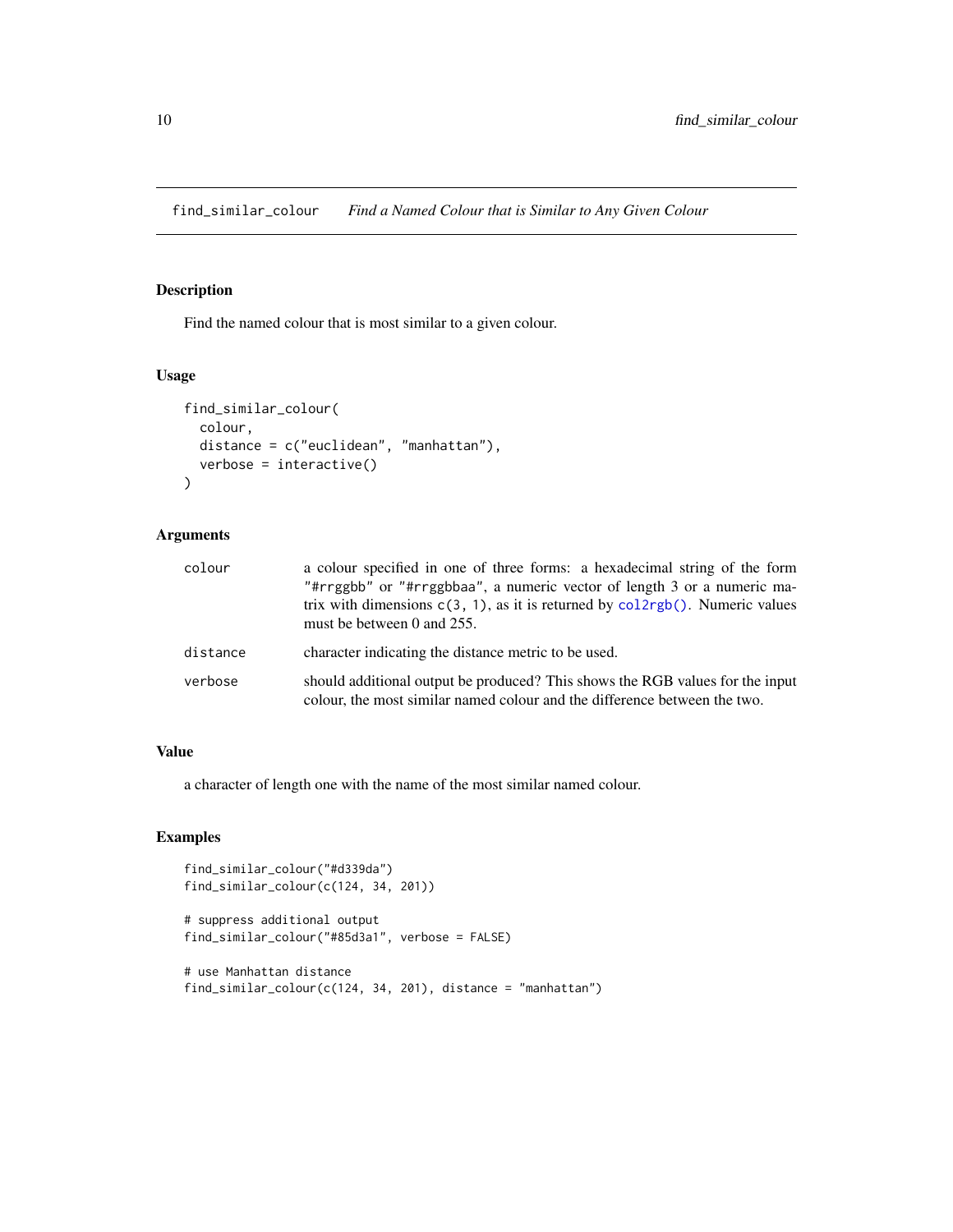# find_similar_colour — *Find a Named Colour that is Similar to Any Given Colour*

## Description

Find the named colour that is most similar to a given colour.

## Usage

```
find_similar_colour(
  colour,
  distance = c("euclidean", "manhattan"),
  verbose = interactive()
)
```

## Arguments

| Argument | Description |
|---|---|
| `colour` | a colour specified in one of three forms: a hexadecimal string of the form `"#rrggbb"` or `"#rrggbbaa"`, a numeric vector of length 3 or a numeric matrix with dimensions `c(3, 1)`, as it is returned by `col2rgb()`. Numeric values must be between 0 and 255. |
| `distance` | character indicating the distance metric to be used. |
| `verbose` | should additional output be produced? This shows the RGB values for the input colour, the most similar named colour and the difference between the two. |

## Value

a character of length one with the name of the most similar named colour.

## Examples

```
find_similar_colour("#d339da")
find_similar_colour(c(124, 34, 201))

# suppress additional output
find_similar_colour("#85d3a1", verbose = FALSE)

# use Manhattan distance
find_similar_colour(c(124, 34, 201), distance = "manhattan")
```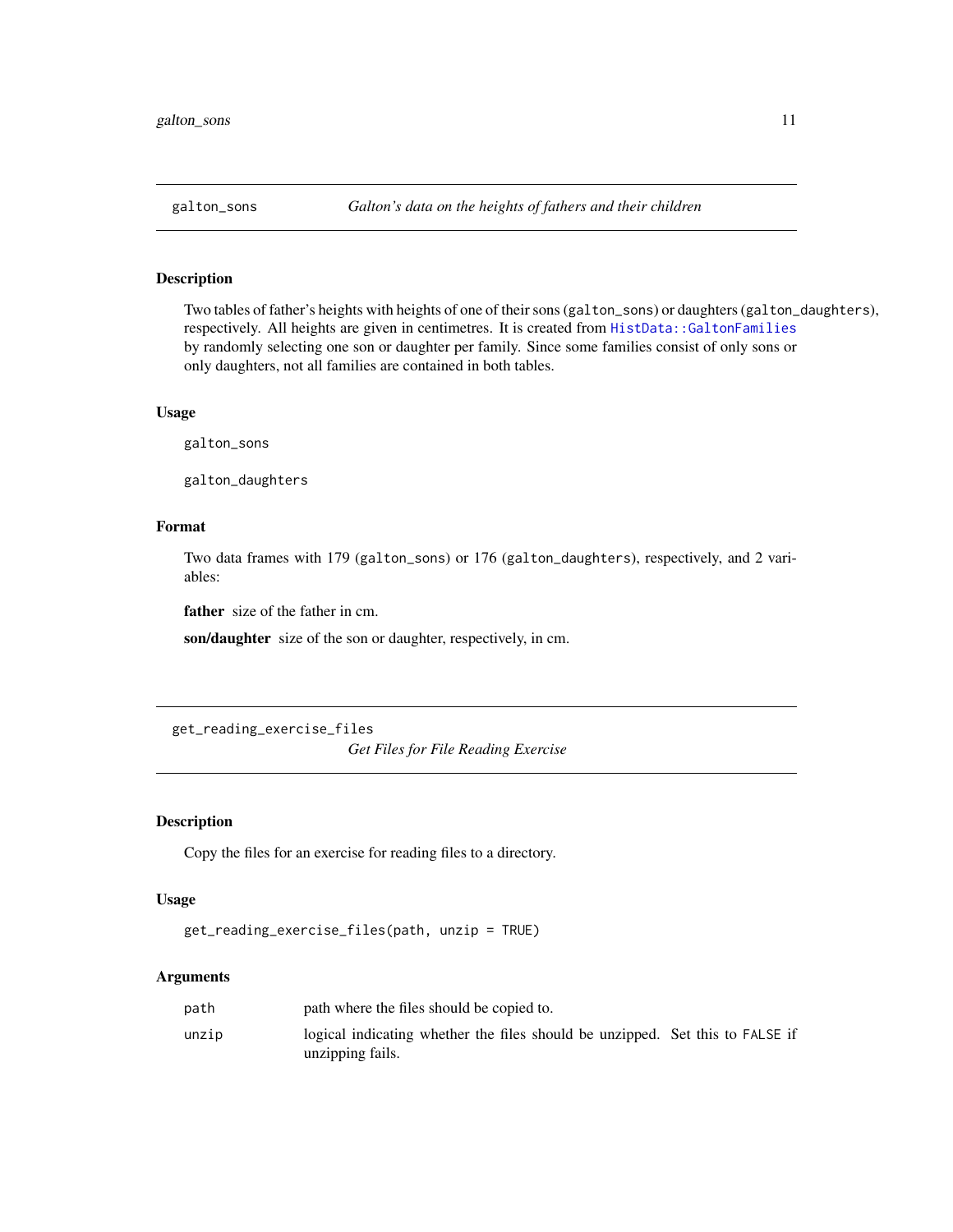## galton_sons — *Galton's data on the heights of fathers and their children*

### Description

Two tables of father's heights with heights of one of their sons (`galton_sons`) or daughters (`galton_daughters`), respectively. All heights are given in centimetres. It is created from `HistData::GaltonFamilies` by randomly selecting one son or daughter per family. Since some families consist of only sons or only daughters, not all families are contained in both tables.

### Usage

```
galton_sons

galton_daughters
```

### Format

Two data frames with 179 (`galton_sons`) or 176 (`galton_daughters`), respectively, and 2 variables:

**father** size of the father in cm.

**son/daughter** size of the son or daughter, respectively, in cm.

## get_reading_exercise_files — *Get Files for File Reading Exercise*

### Description

Copy the files for an exercise for reading files to a directory.

### Usage

```
get_reading_exercise_files(path, unzip = TRUE)
```

### Arguments

| | |
|---|---|
| `path` | path where the files should be copied to. |
| `unzip` | logical indicating whether the files should be unzipped. Set this to `FALSE` if unzipping fails. |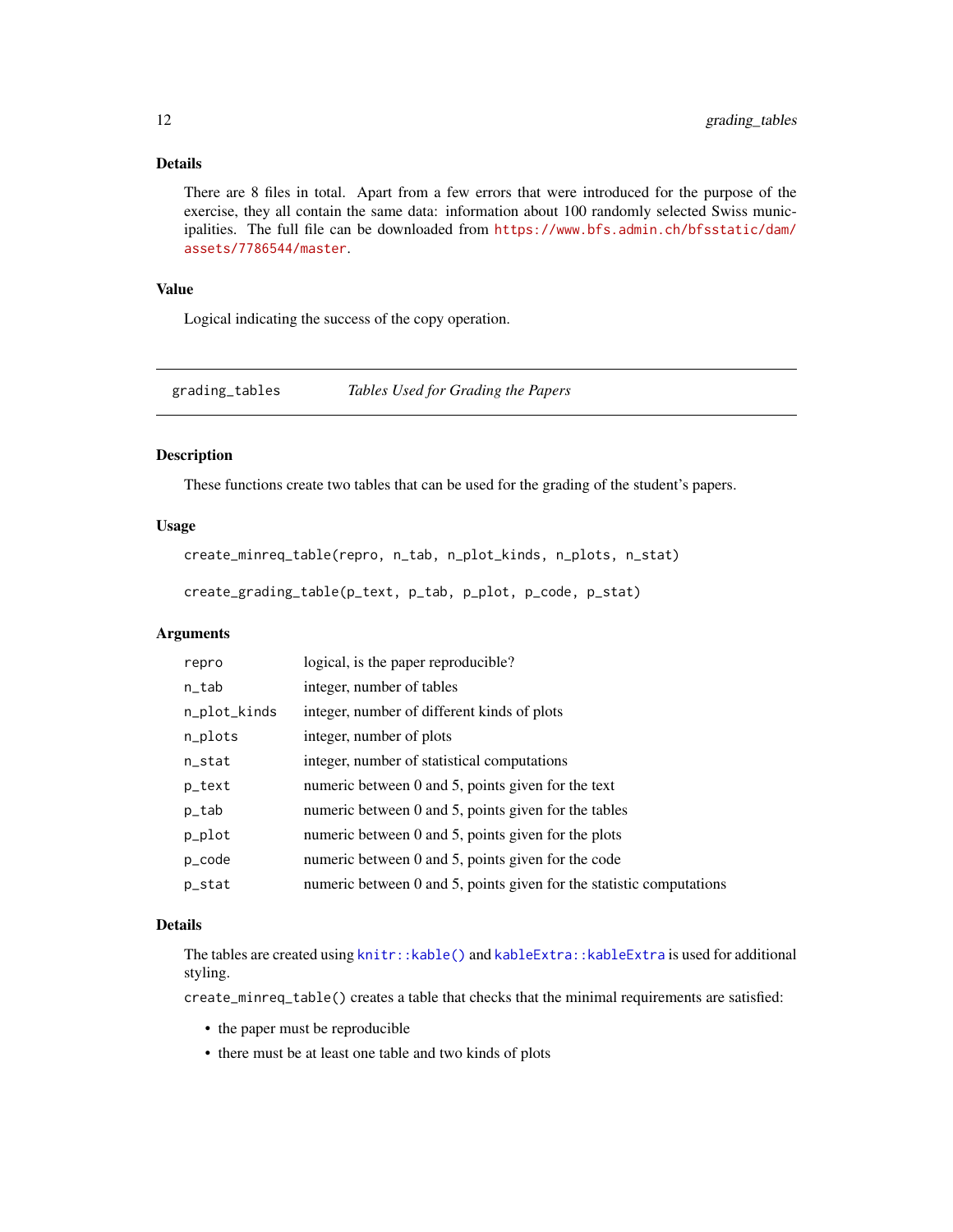### Details

There are 8 files in total. Apart from a few errors that were introduced for the purpose of the exercise, they all contain the same data: information about 100 randomly selected Swiss municipalities. The full file can be downloaded from https://www.bfs.admin.ch/bfsstatic/dam/assets/7786544/master.

### Value

Logical indicating the success of the copy operation.

---

## grading_tables — *Tables Used for Grading the Papers*

---

### Description

These functions create two tables that can be used for the grading of the student's papers.

### Usage

```
create_minreq_table(repro, n_tab, n_plot_kinds, n_plots, n_stat)

create_grading_table(p_text, p_tab, p_plot, p_code, p_stat)
```

### Arguments

| | |
|---|---|
| `repro` | logical, is the paper reproducible? |
| `n_tab` | integer, number of tables |
| `n_plot_kinds` | integer, number of different kinds of plots |
| `n_plots` | integer, number of plots |
| `n_stat` | integer, number of statistical computations |
| `p_text` | numeric between 0 and 5, points given for the text |
| `p_tab` | numeric between 0 and 5, points given for the tables |
| `p_plot` | numeric between 0 and 5, points given for the plots |
| `p_code` | numeric between 0 and 5, points given for the code |
| `p_stat` | numeric between 0 and 5, points given for the statistic computations |

### Details

The tables are created using `knitr::kable()` and `kableExtra::kableExtra` is used for additional styling.

`create_minreq_table()` creates a table that checks that the minimal requirements are satisfied:

- the paper must be reproducible
- there must be at least one table and two kinds of plots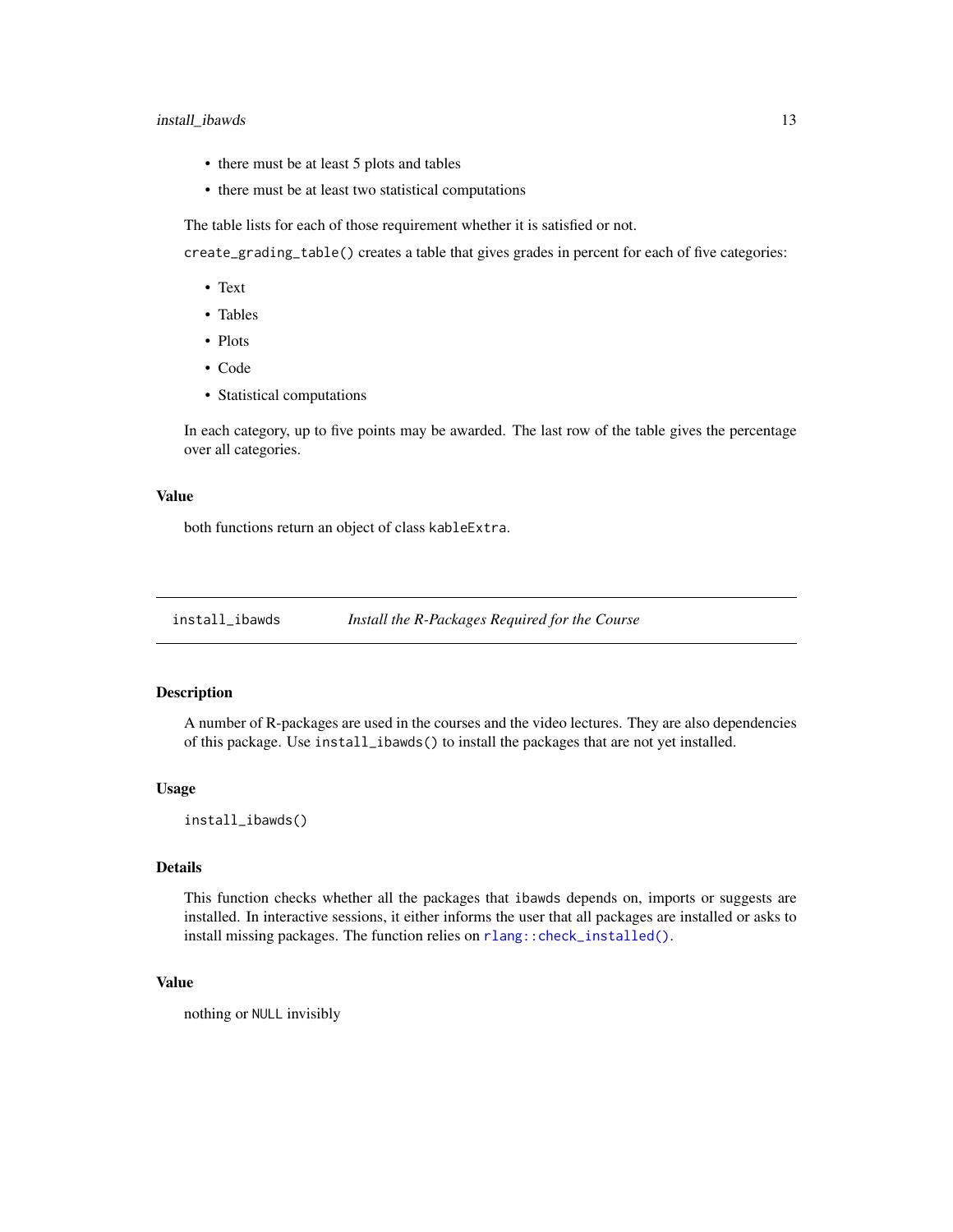- there must be at least 5 plots and tables
- there must be at least two statistical computations

The table lists for each of those requirement whether it is satisfied or not.

`create_grading_table()` creates a table that gives grades in percent for each of five categories:

- Text
- Tables
- Plots
- Code
- Statistical computations

In each category, up to five points may be awarded. The last row of the table gives the percentage over all categories.

### Value

both functions return an object of class `kableExtra`.

---

## install_ibawds — *Install the R-Packages Required for the Course*

### Description

A number of R-packages are used in the courses and the video lectures. They are also dependencies of this package. Use `install_ibawds()` to install the packages that are not yet installed.

### Usage

```
install_ibawds()
```

### Details

This function checks whether all the packages that `ibawds` depends on, imports or suggests are installed. In interactive sessions, it either informs the user that all packages are installed or asks to install missing packages. The function relies on `rlang::check_installed()`.

### Value

nothing or `NULL` invisibly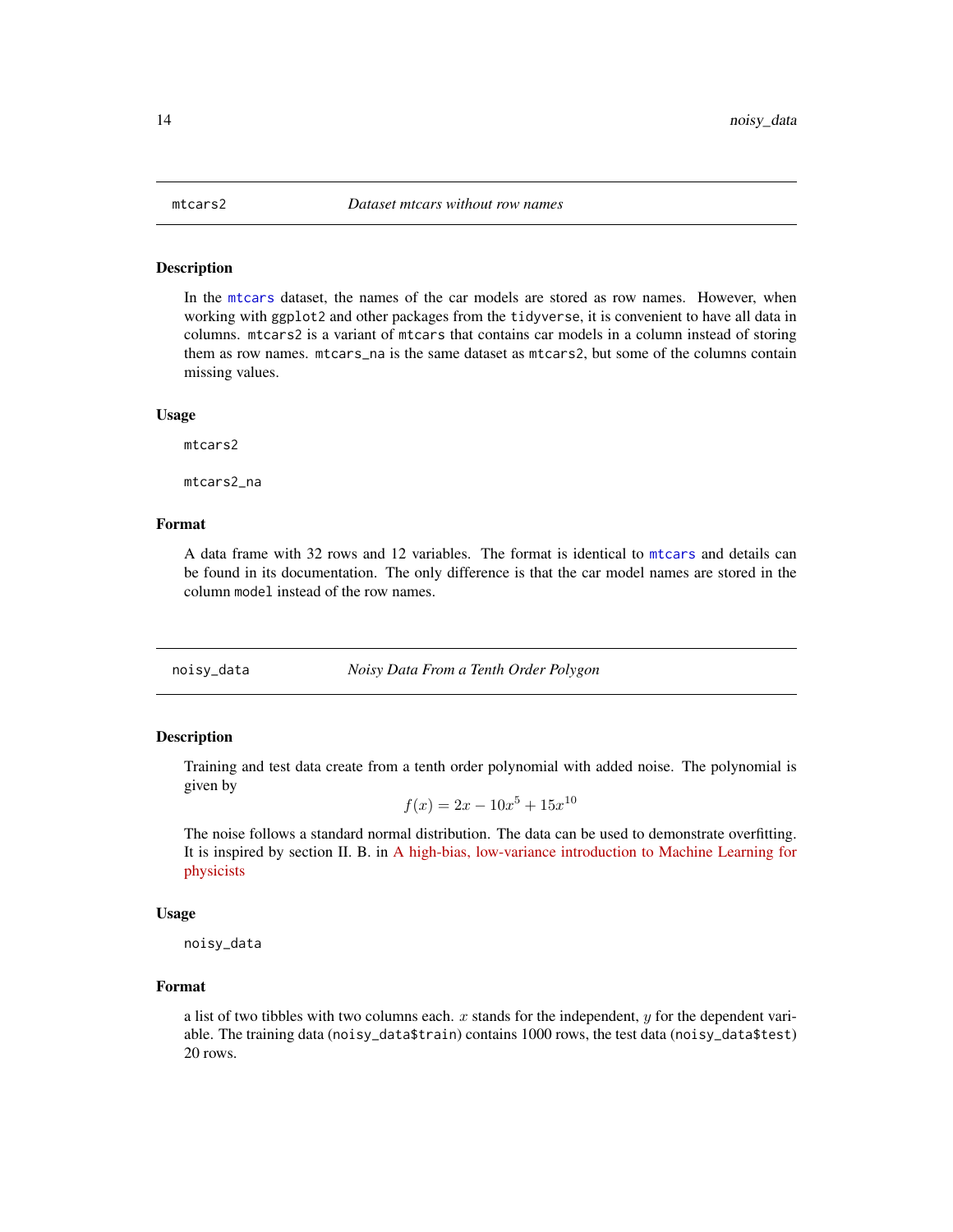## mtcars2 — *Dataset mtcars without row names*

### Description

In the mtcars dataset, the names of the car models are stored as row names. However, when working with ggplot2 and other packages from the tidyverse, it is convenient to have all data in columns. mtcars2 is a variant of mtcars that contains car models in a column instead of storing them as row names. mtcars_na is the same dataset as mtcars2, but some of the columns contain missing values.

### Usage

```
mtcars2

mtcars2_na
```

### Format

A data frame with 32 rows and 12 variables. The format is identical to mtcars and details can be found in its documentation. The only difference is that the car model names are stored in the column model instead of the row names.

## noisy_data — *Noisy Data From a Tenth Order Polygon*

### Description

Training and test data create from a tenth order polynomial with added noise. The polynomial is given by

$$f(x) = 2x - 10x^5 + 15x^{10}$$

The noise follows a standard normal distribution. The data can be used to demonstrate overfitting. It is inspired by section II. B. in A high-bias, low-variance introduction to Machine Learning for physicists

### Usage

```
noisy_data
```

### Format

a list of two tibbles with two columns each. $x$ stands for the independent, $y$ for the dependent variable. The training data (noisy_data$train) contains 1000 rows, the test data (noisy_data$test) 20 rows.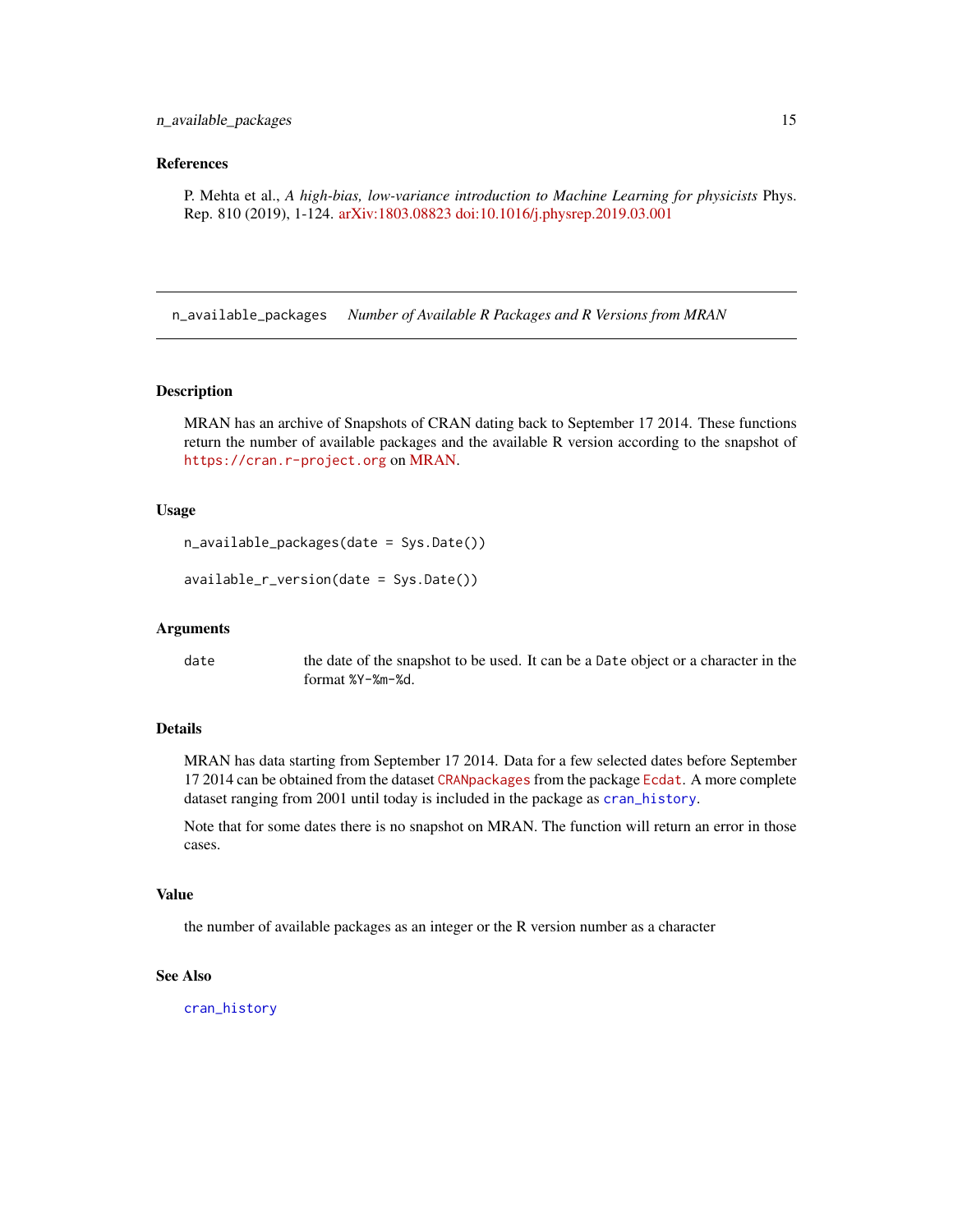### References

P. Mehta et al., *A high-bias, low-variance introduction to Machine Learning for physicists* Phys. Rep. 810 (2019), 1-124. arXiv:1803.08823 doi:10.1016/j.physrep.2019.03.001

---

## n_available_packages *Number of Available R Packages and R Versions from MRAN*

---

### Description

MRAN has an archive of Snapshots of CRAN dating back to September 17 2014. These functions return the number of available packages and the available R version according to the snapshot of `https://cran.r-project.org` on MRAN.

### Usage

```
n_available_packages(date = Sys.Date())

available_r_version(date = Sys.Date())
```

### Arguments

| | |
|---|---|
| `date` | the date of the snapshot to be used. It can be a `Date` object or a character in the format `%Y-%m-%d`. |

### Details

MRAN has data starting from September 17 2014. Data for a few selected dates before September 17 2014 can be obtained from the dataset `CRANpackages` from the package `Ecdat`. A more complete dataset ranging from 2001 until today is included in the package as `cran_history`.

Note that for some dates there is no snapshot on MRAN. The function will return an error in those cases.

### Value

the number of available packages as an integer or the R version number as a character

### See Also

`cran_history`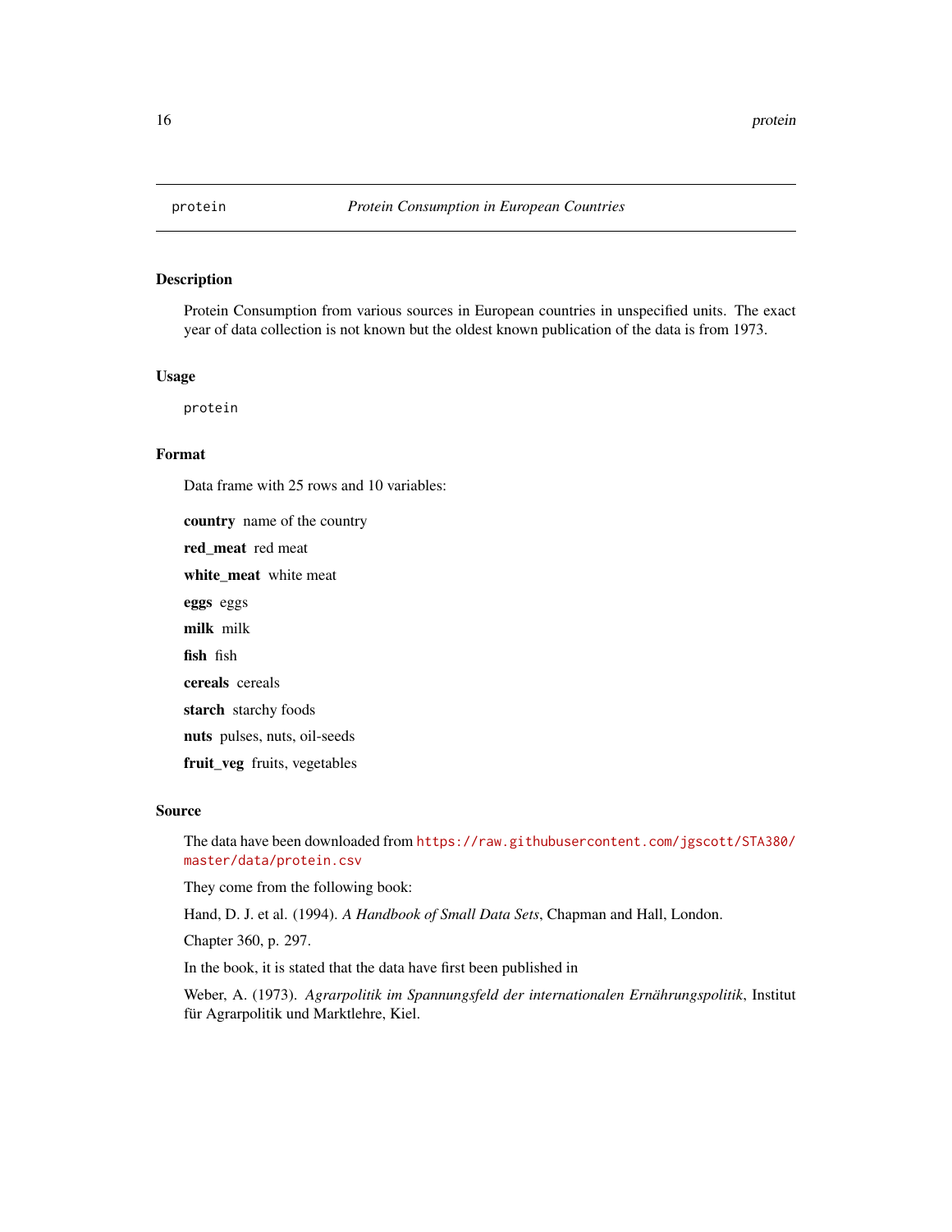protein *Protein Consumption in European Countries*

### Description

Protein Consumption from various sources in European countries in unspecified units. The exact year of data collection is not known but the oldest known publication of the data is from 1973.

### Usage

```
protein
```

### Format

Data frame with 25 rows and 10 variables:

**country** name of the country

**red_meat** red meat

**white_meat** white meat

**eggs** eggs

**milk** milk

**fish** fish

**cereals** cereals

**starch** starchy foods

**nuts** pulses, nuts, oil-seeds

**fruit_veg** fruits, vegetables

### Source

The data have been downloaded from https://raw.githubusercontent.com/jgscott/STA380/master/data/protein.csv

They come from the following book:

Hand, D. J. et al. (1994). *A Handbook of Small Data Sets*, Chapman and Hall, London.

Chapter 360, p. 297.

In the book, it is stated that the data have first been published in

Weber, A. (1973). *Agrarpolitik im Spannungsfeld der internationalen Ernährungspolitik*, Institut für Agrarpolitik und Marktlehre, Kiel.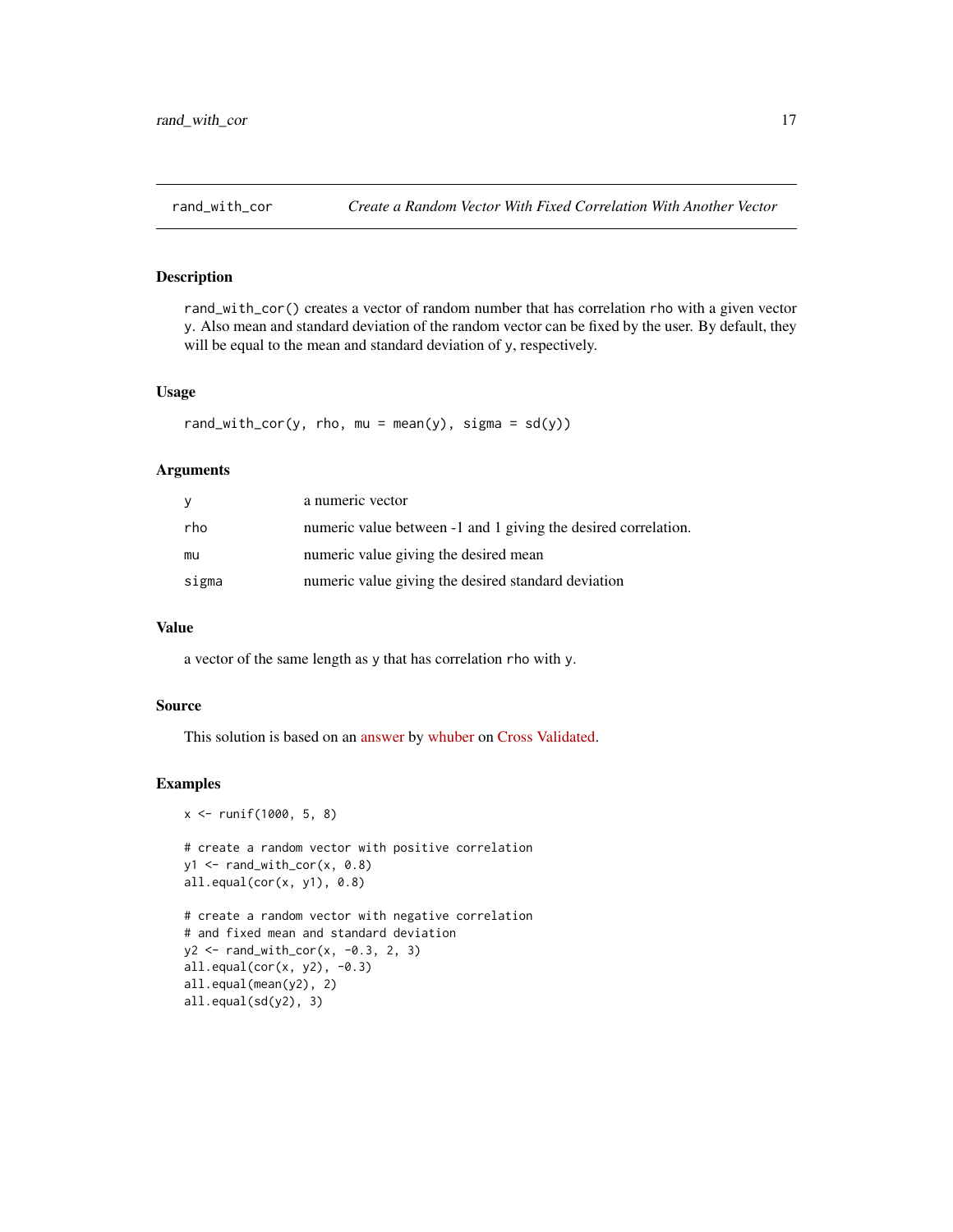## rand_with_cor *Create a Random Vector With Fixed Correlation With Another Vector*

### Description

`rand_with_cor()` creates a vector of random number that has correlation `rho` with a given vector `y`. Also mean and standard deviation of the random vector can be fixed by the user. By default, they will be equal to the mean and standard deviation of `y`, respectively.

### Usage

```
rand_with_cor(y, rho, mu = mean(y), sigma = sd(y))
```

### Arguments

| | |
|---|---|
| `y` | a numeric vector |
| `rho` | numeric value between -1 and 1 giving the desired correlation. |
| `mu` | numeric value giving the desired mean |
| `sigma` | numeric value giving the desired standard deviation |

### Value

a vector of the same length as `y` that has correlation `rho` with `y`.

### Source

This solution is based on an answer by whuber on Cross Validated.

### Examples

```
x <- runif(1000, 5, 8)

# create a random vector with positive correlation
y1 <- rand_with_cor(x, 0.8)
all.equal(cor(x, y1), 0.8)

# create a random vector with negative correlation
# and fixed mean and standard deviation
y2 <- rand_with_cor(x, -0.3, 2, 3)
all.equal(cor(x, y2), -0.3)
all.equal(mean(y2), 2)
all.equal(sd(y2), 3)
```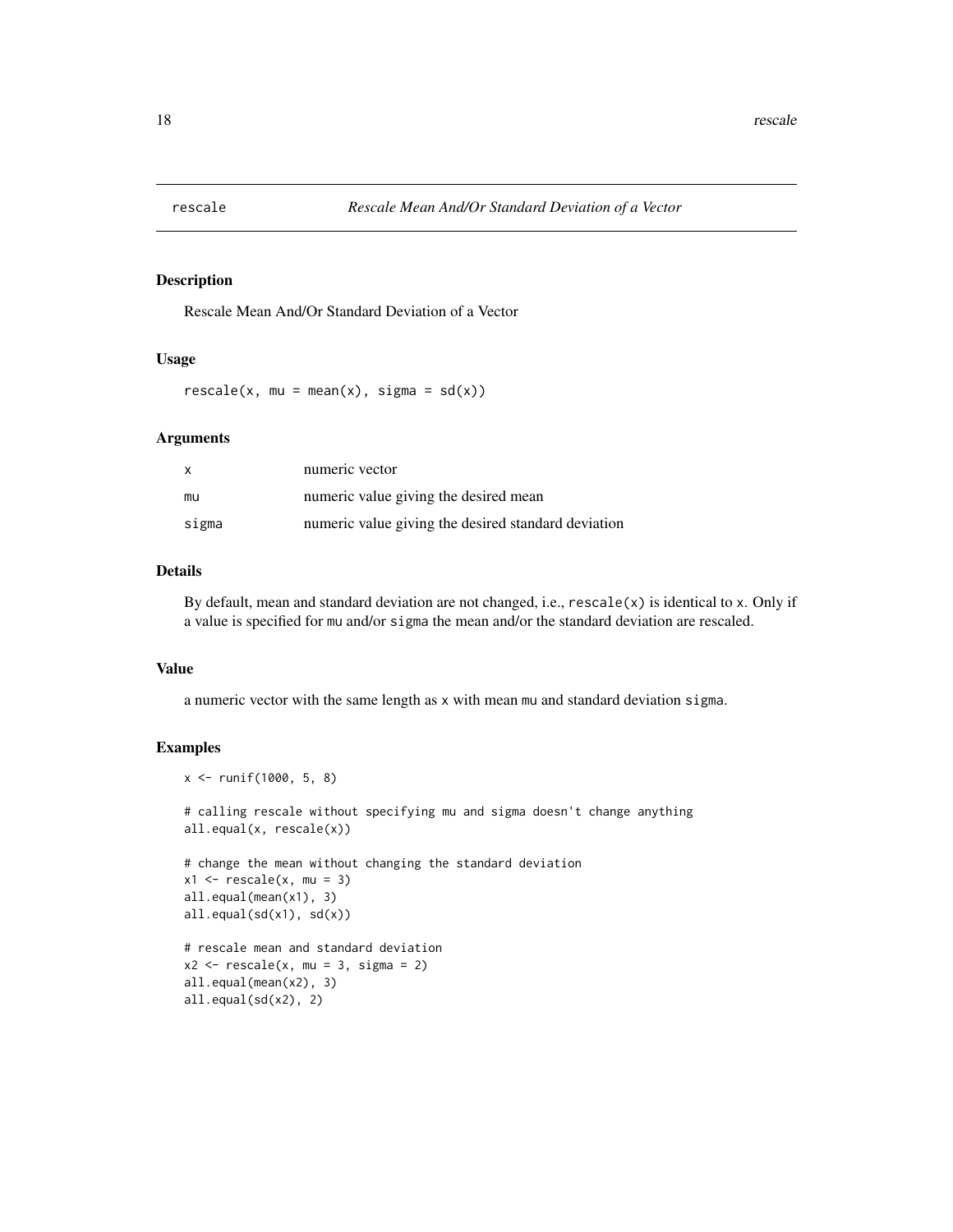## rescale — *Rescale Mean And/Or Standard Deviation of a Vector*

### Description

Rescale Mean And/Or Standard Deviation of a Vector

### Usage

```
rescale(x, mu = mean(x), sigma = sd(x))
```

### Arguments

| | |
|---|---|
| x | numeric vector |
| mu | numeric value giving the desired mean |
| sigma | numeric value giving the desired standard deviation |

### Details

By default, mean and standard deviation are not changed, i.e., `rescale(x)` is identical to `x`. Only if a value is specified for `mu` and/or `sigma` the mean and/or the standard deviation are rescaled.

### Value

a numeric vector with the same length as `x` with mean `mu` and standard deviation `sigma`.

### Examples

```
x <- runif(1000, 5, 8)

# calling rescale without specifying mu and sigma doesn't change anything
all.equal(x, rescale(x))

# change the mean without changing the standard deviation
x1 <- rescale(x, mu = 3)
all.equal(mean(x1), 3)
all.equal(sd(x1), sd(x))

# rescale mean and standard deviation
x2 <- rescale(x, mu = 3, sigma = 2)
all.equal(mean(x2), 3)
all.equal(sd(x2), 2)
```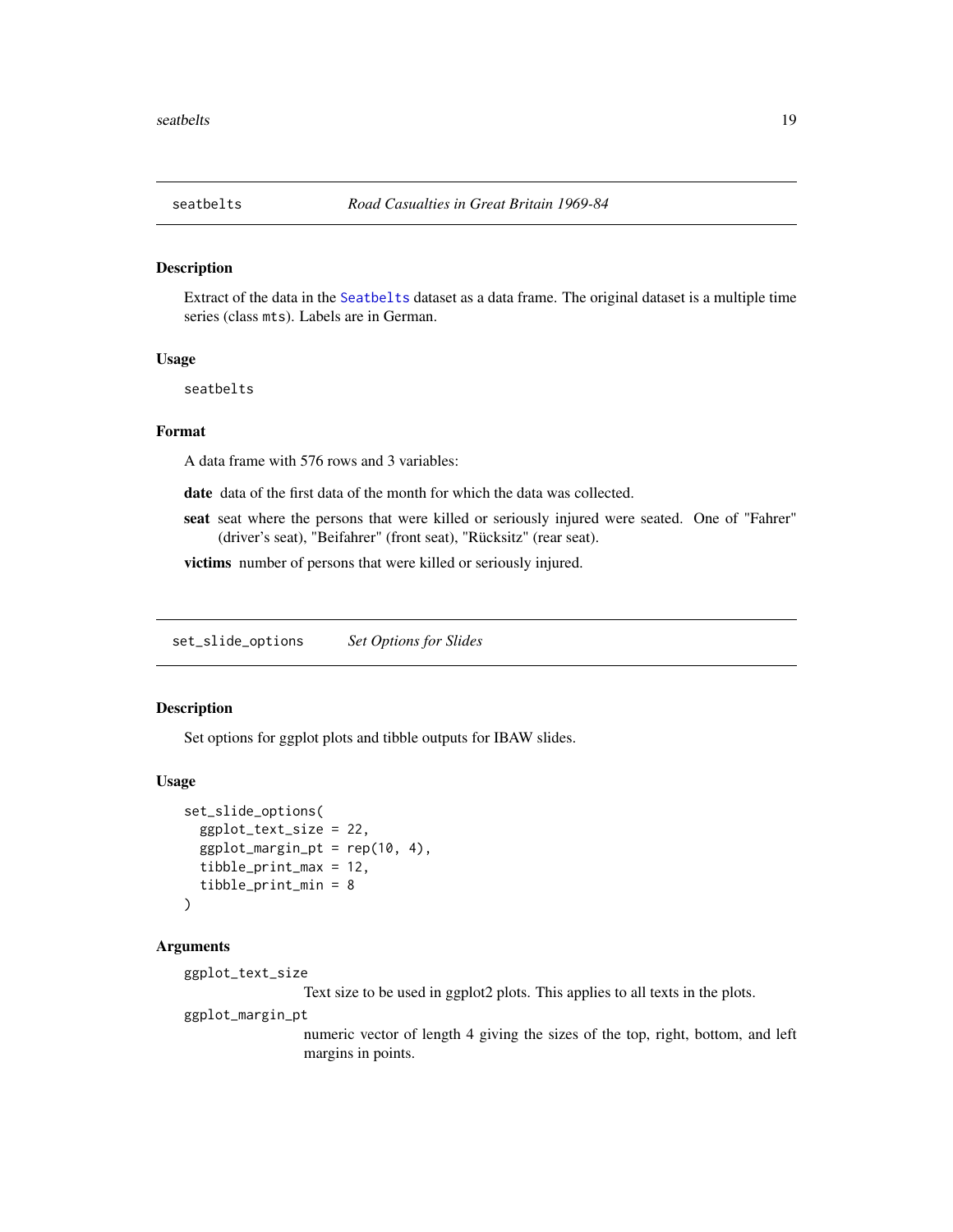## seatbelts — *Road Casualties in Great Britain 1969-84*

### Description

Extract of the data in the `Seatbelts` dataset as a data frame. The original dataset is a multiple time series (class `mts`). Labels are in German.

### Usage

```
seatbelts
```

### Format

A data frame with 576 rows and 3 variables:

**date** data of the first data of the month for which the data was collected.

**seat** seat where the persons that were killed or seriously injured were seated. One of "Fahrer" (driver's seat), "Beifahrer" (front seat), "Rücksitz" (rear seat).

**victims** number of persons that were killed or seriously injured.

## set_slide_options — *Set Options for Slides*

### Description

Set options for ggplot plots and tibble outputs for IBAW slides.

### Usage

```
set_slide_options(
  ggplot_text_size = 22,
  ggplot_margin_pt = rep(10, 4),
  tibble_print_max = 12,
  tibble_print_min = 8
)
```

### Arguments

`ggplot_text_size`
: Text size to be used in ggplot2 plots. This applies to all texts in the plots.

`ggplot_margin_pt`
: numeric vector of length 4 giving the sizes of the top, right, bottom, and left margins in points.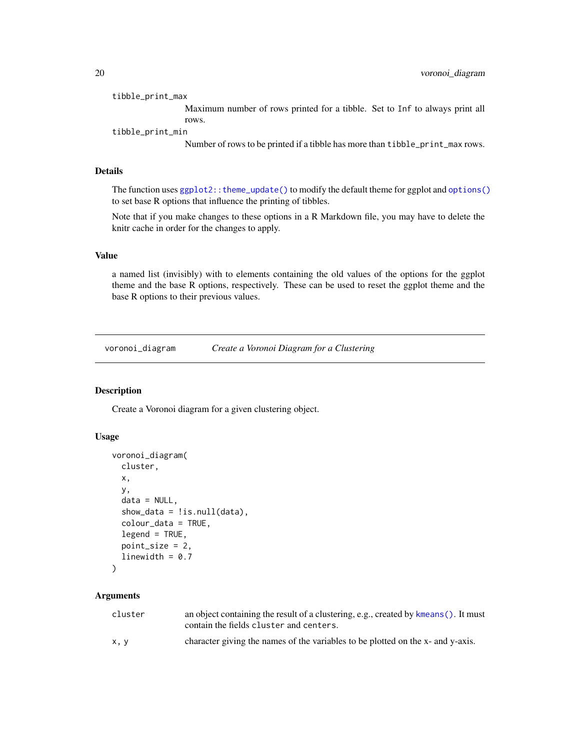tibble_print_max
: Maximum number of rows printed for a tibble. Set to `Inf` to always print all rows.

tibble_print_min
: Number of rows to be printed if a tibble has more than `tibble_print_max` rows.

### Details

The function uses `ggplot2::theme_update()` to modify the default theme for ggplot and `options()` to set base R options that influence the printing of tibbles.

Note that if you make changes to these options in a R Markdown file, you may have to delete the knitr cache in order for the changes to apply.

### Value

a named list (invisibly) with to elements containing the old values of the options for the ggplot theme and the base R options, respectively. These can be used to reset the ggplot theme and the base R options to their previous values.

---

## voronoi_diagram — *Create a Voronoi Diagram for a Clustering*

### Description

Create a Voronoi diagram for a given clustering object.

### Usage

```
voronoi_diagram(
  cluster,
  x,
  y,
  data = NULL,
  show_data = !is.null(data),
  colour_data = TRUE,
  legend = TRUE,
  point_size = 2,
  linewidth = 0.7
)
```

### Arguments

| | |
|---|---|
| `cluster` | an object containing the result of a clustering, e.g., created by `kmeans()`. It must contain the fields `cluster` and `centers`. |
| `x, y` | character giving the names of the variables to be plotted on the x- and y-axis. |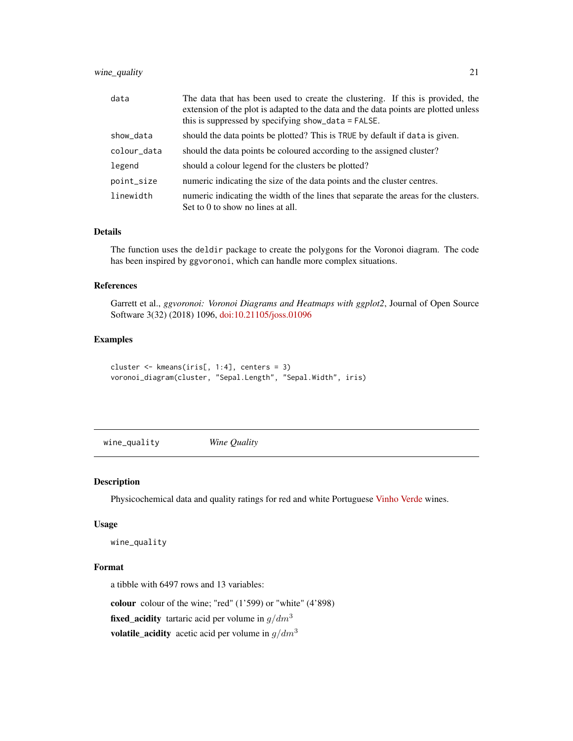| | |
|---|---|
| data | The data that has been used to create the clustering. If this is provided, the extension of the plot is adapted to the data and the data points are plotted unless this is suppressed by specifying show_data = FALSE. |
| show_data | should the data points be plotted? This is TRUE by default if data is given. |
| colour_data | should the data points be coloured according to the assigned cluster? |
| legend | should a colour legend for the clusters be plotted? |
| point_size | numeric indicating the size of the data points and the cluster centres. |
| linewidth | numeric indicating the width of the lines that separate the areas for the clusters. Set to 0 to show no lines at all. |

### Details

The function uses the deldir package to create the polygons for the Voronoi diagram. The code has been inspired by ggvoronoi, which can handle more complex situations.

### References

Garrett et al., *ggvoronoi: Voronoi Diagrams and Heatmaps with ggplot2*, Journal of Open Source Software 3(32) (2018) 1096, doi:10.21105/joss.01096

### Examples

```
cluster <- kmeans(iris[, 1:4], centers = 3)
voronoi_diagram(cluster, "Sepal.Length", "Sepal.Width", iris)
```

---

## wine_quality *Wine Quality*

---

### Description

Physicochemical data and quality ratings for red and white Portuguese Vinho Verde wines.

### Usage

```
wine_quality
```

### Format

a tibble with 6497 rows and 13 variables:

**colour** colour of the wine; "red" (1'599) or "white" (4'898)

**fixed_acidity** tartaric acid per volume in $g/dm^3$

**volatile_acidity** acetic acid per volume in $g/dm^3$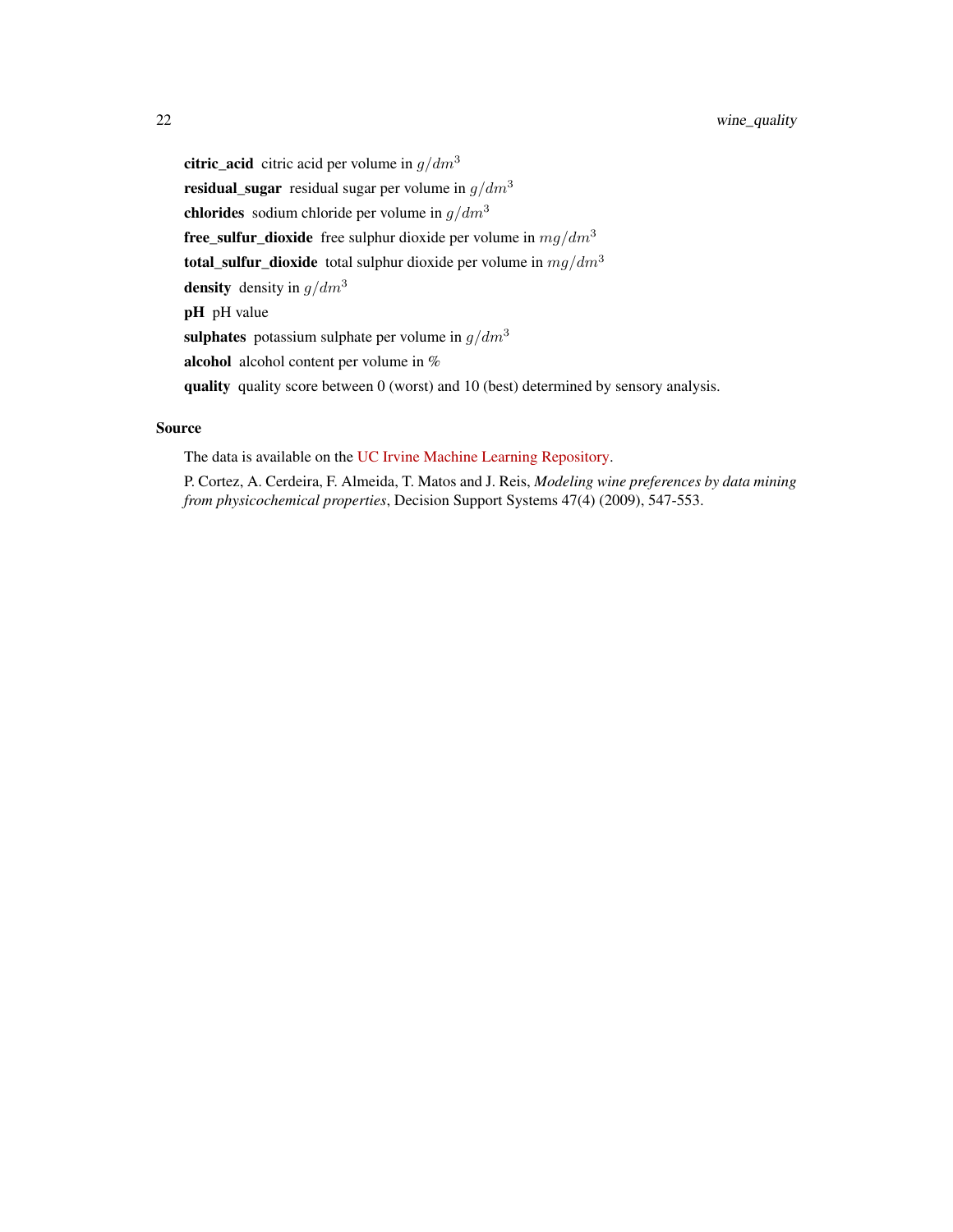**citric_acid** citric acid per volume in $g/dm^3$

**residual_sugar** residual sugar per volume in $g/dm^3$

**chlorides** sodium chloride per volume in $g/dm^3$

**free_sulfur_dioxide** free sulphur dioxide per volume in $mg/dm^3$

**total_sulfur_dioxide** total sulphur dioxide per volume in $mg/dm^3$

**density** density in $g/dm^3$

**pH** pH value

**sulphates** potassium sulphate per volume in $g/dm^3$

**alcohol** alcohol content per volume in %

**quality** quality score between 0 (worst) and 10 (best) determined by sensory analysis.

## Source

The data is available on the UC Irvine Machine Learning Repository.

P. Cortez, A. Cerdeira, F. Almeida, T. Matos and J. Reis, *Modeling wine preferences by data mining from physicochemical properties*, Decision Support Systems 47(4) (2009), 547-553.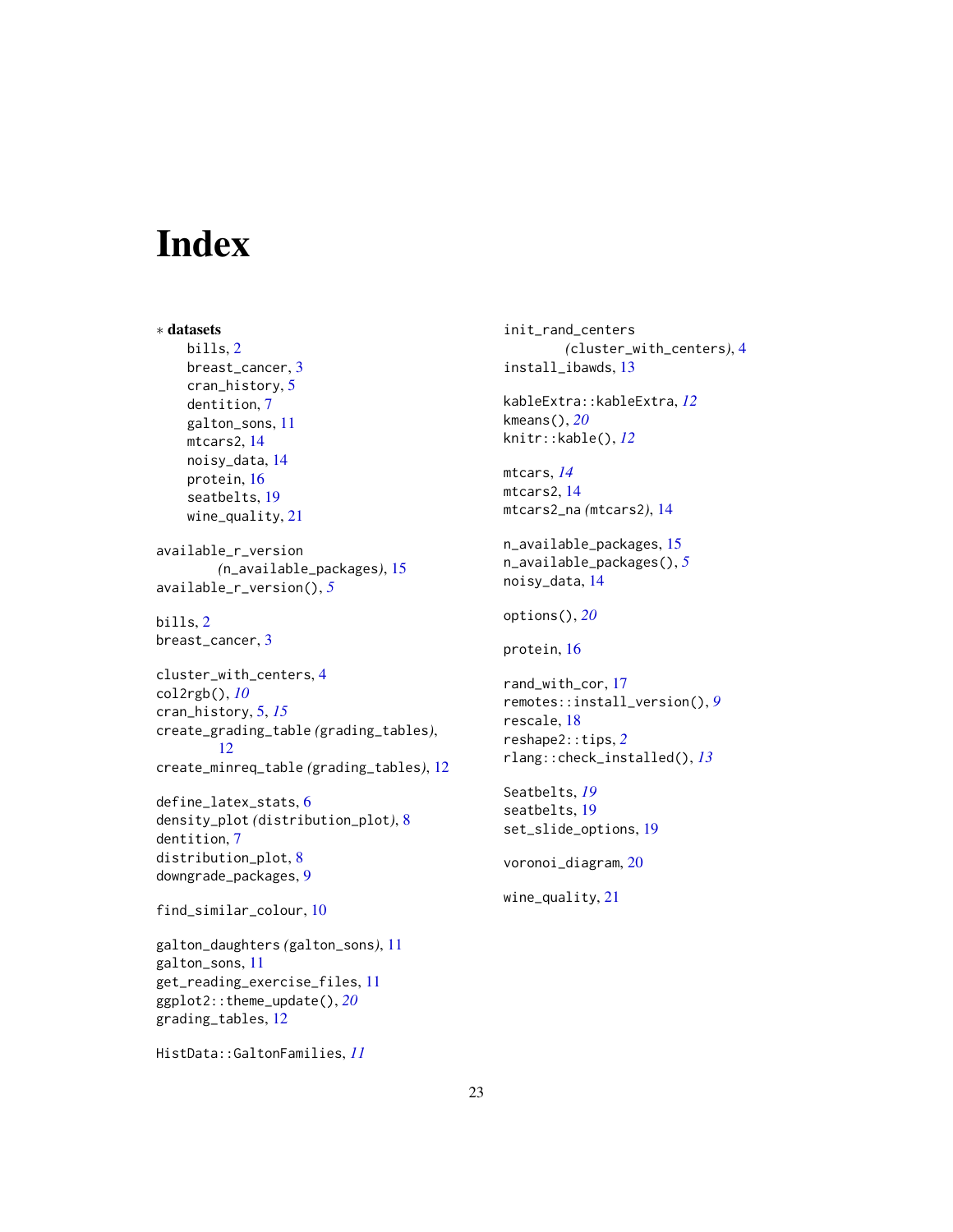# Index

∗ **datasets**
- bills, 2
- breast_cancer, 3
- cran_history, 5
- dentition, 7
- galton_sons, 11
- mtcars2, 14
- noisy_data, 14
- protein, 16
- seatbelts, 19
- wine_quality, 21

available_r_version *(n_available_packages)*, 15
available_r_version(), *5*

bills, 2
breast_cancer, 3

cluster_with_centers, 4
col2rgb(), *10*
cran_history, 5, *15*
create_grading_table *(grading_tables)*, 12
create_minreq_table *(grading_tables)*, 12

define_latex_stats, 6
density_plot *(distribution_plot)*, 8
dentition, 7
distribution_plot, 8
downgrade_packages, 9

find_similar_colour, 10

galton_daughters *(galton_sons)*, 11
galton_sons, 11
get_reading_exercise_files, 11
ggplot2::theme_update(), *20*
grading_tables, 12

HistData::GaltonFamilies, *11*

init_rand_centers *(cluster_with_centers)*, 4
install_ibawds, 13

kableExtra::kableExtra, *12*
kmeans(), *20*
knitr::kable(), *12*

mtcars, *14*
mtcars2, 14
mtcars2_na *(mtcars2)*, 14

n_available_packages, 15
n_available_packages(), *5*
noisy_data, 14

options(), *20*

protein, 16

rand_with_cor, 17
remotes::install_version(), *9*
rescale, 18
reshape2::tips, *2*
rlang::check_installed(), *13*

Seatbelts, *19*
seatbelts, 19
set_slide_options, 19

voronoi_diagram, 20

wine_quality, 21